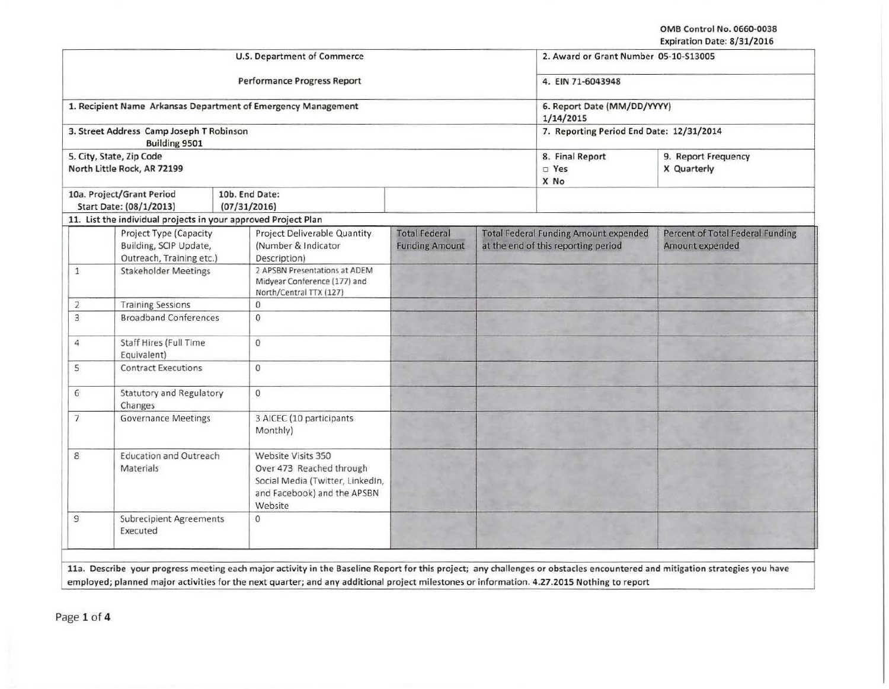OMB Control No. 0660-0038
Expiration Date: 8/31/2016

| U.S. Department of Commerce | | | 2. Award or Grant Number 05-10-S13005 | |
|---|---|---|---|---|
| Performance Progress Report | | | 4. EIN 71-6043948 | |
| 1. Recipient Name Arkansas Department of Emergency Management | | | 6. Report Date (MM/DD/YYYY) 1/14/2015 | |
| 3. Street Address Camp Joseph T Robinson Building 9501 | | | 7. Reporting Period End Date: 12/31/2014 | |
| 5. City, State, Zip Code North Little Rock, AR 72199 | | | 8. Final Report ☐ Yes X No | 9. Report Frequency X Quarterly |
| 10a. Project/Grant Period Start Date: (08/1/2013) | 10b. End Date: (07/31/2016) | | | |

11. List the individual projects in your approved Project Plan

| | Project Type (Capacity Building, SCIP Update, Outreach, Training etc.) | Project Deliverable Quantity (Number & Indicator Description) | Total Federal Funding Amount | Total Federal Funding Amount expended at the end of this reporting period | Percent of Total Federal Funding Amount expended |
|---|---|---|---|---|---|
| 1 | Stakeholder Meetings | 2 APSBN Presentations at ADEM Midyear Conference (177) and North/Central TTX (127) | | | |
| 2 | Training Sessions | 0 | | | |
| 3 | Broadband Conferences | 0 | | | |
| 4 | Staff Hires (Full Time Equivalent) | 0 | | | |
| 5 | Contract Executions | 0 | | | |
| 6 | Statutory and Regulatory Changes | 0 | | | |
| 7 | Governance Meetings | 3 AICEC (10 participants Monthly) | | | |
| 8 | Education and Outreach Materials | Website Visits 350 Over 473 Reached through Social Media (Twitter, LinkedIn, and Facebook) and the APSBN Website | | | |
| 9 | Subrecipient Agreements Executed | 0 | | | |

**11a. Describe your progress meeting each major activity in the Baseline Report for this project; any challenges or obstacles encountered and mitigation strategies you have employed; planned major activities for the next quarter; and any additional project milestones or information. 4.27.2015 Nothing to report**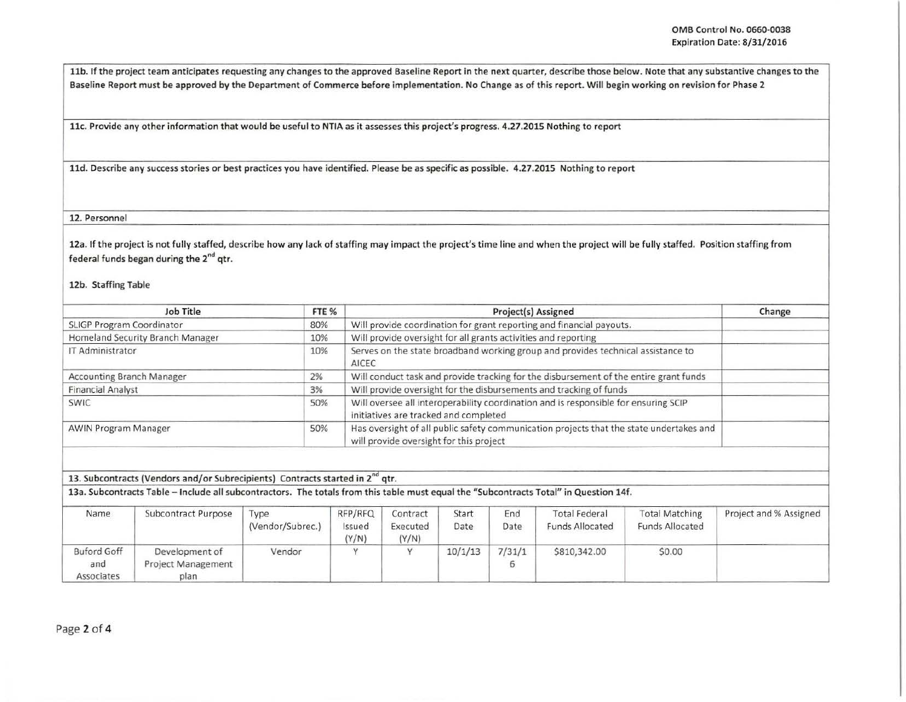OMB Control No. 0660-0038
Expiration Date: 8/31/2016

**11b. If the project team anticipates requesting any changes to the approved Baseline Report in the next quarter, describe those below. Note that any substantive changes to the Baseline Report must be approved by the Department of Commerce before implementation. No Change as of this report. Will begin working on revision for Phase 2**

**11c. Provide any other information that would be useful to NTIA as it assesses this project's progress. 4.27.2015 Nothing to report**

**11d. Describe any success stories or best practices you have identified. Please be as specific as possible. 4.27.2015 Nothing to report**

## 12. Personnel

**12a. If the project is not fully staffed, describe how any lack of staffing may impact the project's time line and when the project will be fully staffed. Position staffing from federal funds began during the 2nd qtr.**

**12b. Staffing Table**

| Job Title | FTE % | Project(s) Assigned | Change |
|---|---|---|---|
| SLIGP Program Coordinator | 80% | Will provide coordination for grant reporting and financial payouts. | |
| Homeland Security Branch Manager | 10% | Will provide oversight for all grants activities and reporting | |
| IT Administrator | 10% | Serves on the state broadband working group and provides technical assistance to AICEC | |
| Accounting Branch Manager | 2% | Will conduct task and provide tracking for the disbursement of the entire grant funds | |
| Financial Analyst | 3% | Will provide oversight for the disbursements and tracking of funds | |
| SWIC | 50% | Will oversee all interoperability coordination and is responsible for ensuring SCIP initiatives are tracked and completed | |
| AWIN Program Manager | 50% | Has oversight of all public safety communication projects that the state undertakes and will provide oversight for this project | |

## 13. Subcontracts (Vendors and/or Subrecipients) Contracts started in 2nd qtr.

**13a. Subcontracts Table – Include all subcontractors. The totals from this table must equal the "Subcontracts Total" in Question 14f.**

| Name | Subcontract Purpose | Type (Vendor/Subrec.) | RFP/RFQ Issued (Y/N) | Contract Executed (Y/N) | Start Date | End Date | Total Federal Funds Allocated | Total Matching Funds Allocated | Project and % Assigned |
|---|---|---|---|---|---|---|---|---|---|
| Buford Goff and Associates | Development of Project Management plan | Vendor | Y | Y | 10/1/13 | 7/31/16 | $810,342.00 | $0.00 | |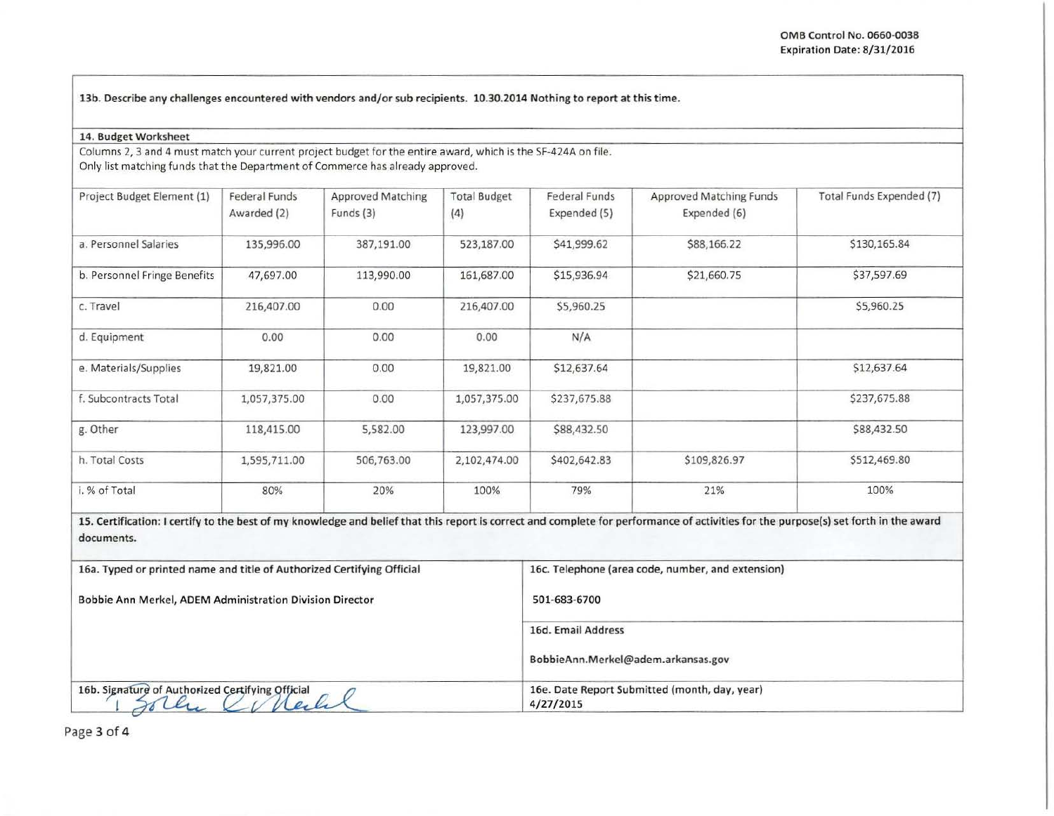OMB Control No. 0660-0038
Expiration Date: 8/31/2016

**13b. Describe any challenges encountered with vendors and/or sub recipients. 10.30.2014 Nothing to report at this time.**

**14. Budget Worksheet**

Columns 2, 3 and 4 must match your current project budget for the entire award, which is the SF-424A on file.
Only list matching funds that the Department of Commerce has already approved.

| Project Budget Element (1) | Federal Funds Awarded (2) | Approved Matching Funds (3) | Total Budget (4) | Federal Funds Expended (5) | Approved Matching Funds Expended (6) | Total Funds Expended (7) |
|---|---|---|---|---|---|---|
| a. Personnel Salaries | 135,996.00 | 387,191.00 | 523,187.00 | $41,999.62 | $88,166.22 | $130,165.84 |
| b. Personnel Fringe Benefits | 47,697.00 | 113,990.00 | 161,687.00 | $15,936.94 | $21,660.75 | $37,597.69 |
| c. Travel | 216,407.00 | 0.00 | 216,407.00 | $5,960.25 | | $5,960.25 |
| d. Equipment | 0.00 | 0.00 | 0.00 | N/A | | |
| e. Materials/Supplies | 19,821.00 | 0.00 | 19,821.00 | $12,637.64 | | $12,637.64 |
| f. Subcontracts Total | 1,057,375.00 | 0.00 | 1,057,375.00 | $237,675.88 | | $237,675.88 |
| g. Other | 118,415.00 | 5,582.00 | 123,997.00 | $88,432.50 | | $88,432.50 |
| h. Total Costs | 1,595,711.00 | 506,763.00 | 2,102,474.00 | $402,642.83 | $109,826.97 | $512,469.80 |
| i. % of Total | 80% | 20% | 100% | 79% | 21% | 100% |

**15. Certification: I certify to the best of my knowledge and belief that this report is correct and complete for performance of activities for the purpose(s) set forth in the award documents.**

| 16a. Typed or printed name and title of Authorized Certifying Official | 16c. Telephone (area code, number, and extension) |
|---|---|
| Bobbie Ann Merkel, ADEM Administration Division Director | 501-683-6700 |
| | **16d. Email Address** BobbieAnn.Merkel@adem.arkansas.gov |
| **16b. Signature of Authorized Certifying Official** Bobbie Merkel | **16e. Date Report Submitted (month, day, year)** 4/27/2015 |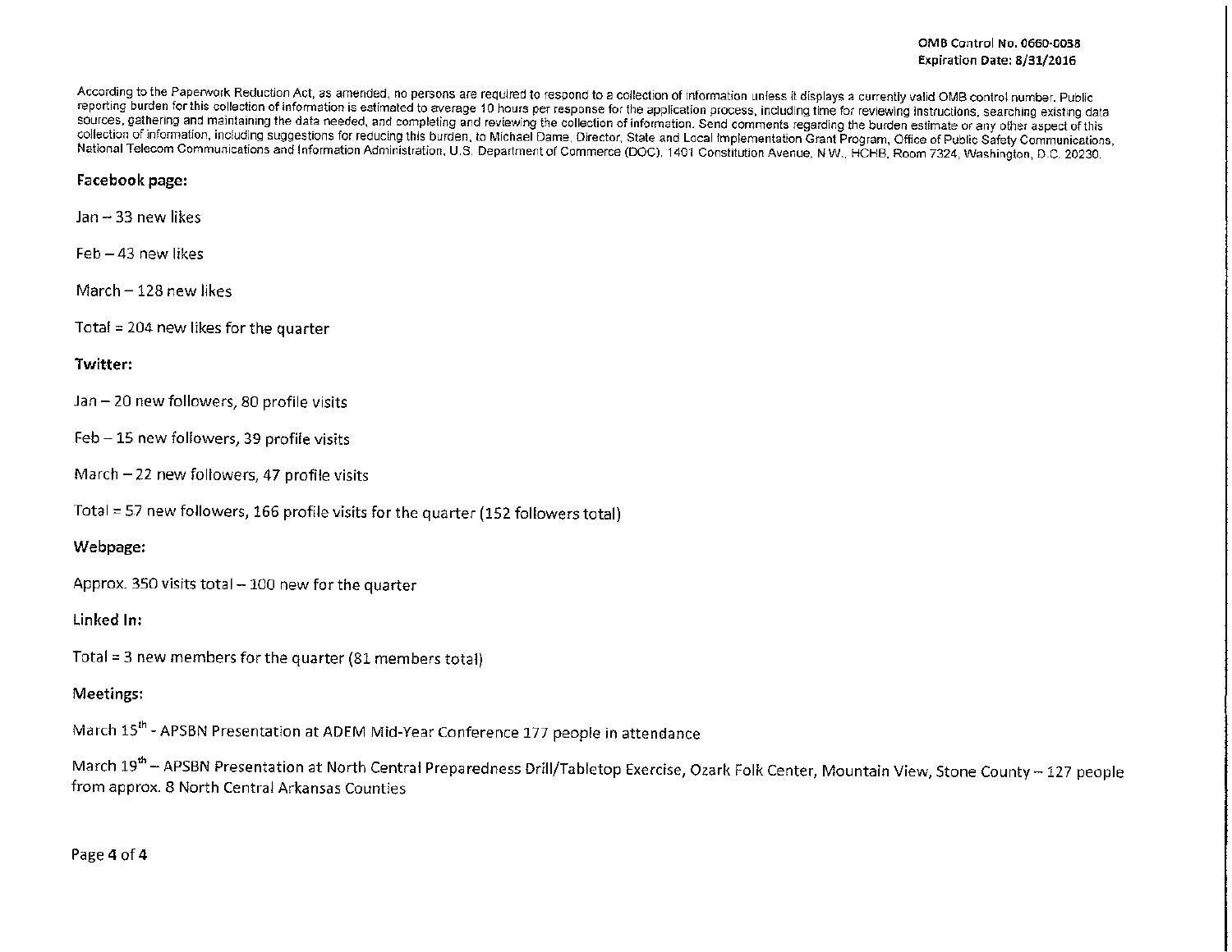OMB Control No. 0660-0038
Expiration Date: 8/31/2016

According to the Paperwork Reduction Act, as amended, no persons are required to respond to a collection of information unless it displays a currently valid OMB control number. Public reporting burden for this collection of information is estimated to average 10 hours per response for the application process, including time for reviewing instructions, searching existing data sources, gathering and maintaining the data needed, and completing and reviewing the collection of information. Send comments regarding the burden estimate or any other aspect of this collection of information, including suggestions for reducing this burden, to Michael Dame, Director, State and Local Implementation Grant Program, Office of Public Safety Communications, National Telecom Communications and Information Administration, U.S. Department of Commerce (DOC), 1401 Constitution Avenue, N.W., HCHB, Room 7324, Washington, D.C. 20230.

**Facebook page:**

Jan – 33 new likes

Feb – 43 new likes

March – 128 new likes

Total = 204 new likes for the quarter

**Twitter:**

Jan – 20 new followers, 80 profile visits

Feb – 15 new followers, 39 profile visits

March – 22 new followers, 47 profile visits

Total = 57 new followers, 166 profile visits for the quarter (152 followers total)

**Webpage:**

Approx. 350 visits total – 100 new for the quarter

**Linked In:**

Total = 3 new members for the quarter (81 members total)

**Meetings:**

March 15th - APSBN Presentation at ADEM Mid-Year Conference 177 people in attendance

March 19th – APSBN Presentation at North Central Preparedness Drill/Tabletop Exercise, Ozark Folk Center, Mountain View, Stone County – 127 people from approx. 8 North Central Arkansas Counties